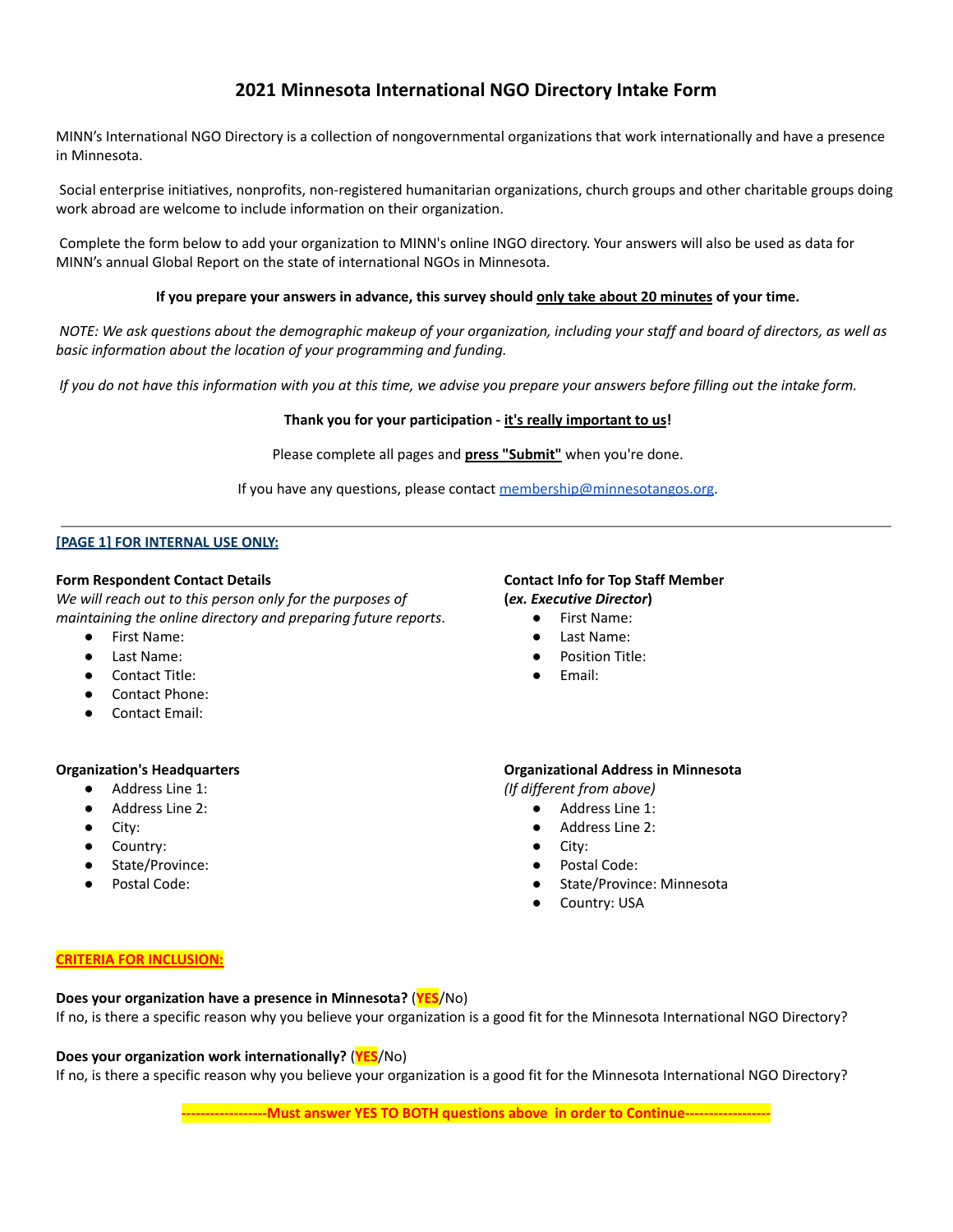# 2021 Minnesota International NGO Directory Intake Form

MINN's International NGO Directory is a collection of nongovernmental organizations that work internationally and have a presence in Minnesota.

Social enterprise initiatives, nonprofits, non-registered humanitarian organizations, church groups and other charitable groups doing work abroad are welcome to include information on their organization.

Complete the form below to add your organization to MINN's online INGO directory. Your answers will also be used as data for MINN's annual Global Report on the state of international NGOs in Minnesota.

**If you prepare your answers in advance, this survey should <u>only take about 20 minutes</u> of your time.**

*NOTE: We ask questions about the demographic makeup of your organization, including your staff and board of directors, as well as basic information about the location of your programming and funding.*

*If you do not have this information with you at this time, we advise you prepare your answers before filling out the intake form.*

**Thank you for your participation - <u>it's really important to us</u>!**

Please complete all pages and **<u>press "Submit"</u>** when you're done.

If you have any questions, please contact [membership@minnesotangos.org](mailto:membership@minnesotangos.org).

---

**<u>[PAGE 1] FOR INTERNAL USE ONLY:</u>**

**Form Respondent Contact Details**
*We will reach out to this person only for the purposes of maintaining the online directory and preparing future reports*.

- First Name:
- Last Name:
- Contact Title:
- Contact Phone:
- Contact Email:

**Contact Info for Top Staff Member (*ex. Executive Director*)**

- First Name:
- Last Name:
- Position Title:
- Email:

**Organization's Headquarters**

- Address Line 1:
- Address Line 2:
- City:
- Country:
- State/Province:
- Postal Code:

**Organizational Address in Minnesota**
*(If different from above)*

- Address Line 1:
- Address Line 2:
- City:
- Postal Code:
- State/Province: Minnesota
- Country: USA

**<u>CRITERIA FOR INCLUSION:</u>**

**Does your organization have a presence in Minnesota?** (**YES**/No)
If no, is there a specific reason why you believe your organization is a good fit for the Minnesota International NGO Directory?

**Does your organization work internationally?** (**YES**/No)
If no, is there a specific reason why you believe your organization is a good fit for the Minnesota International NGO Directory?

**------------------Must answer YES TO BOTH questions above in order to Continue------------------**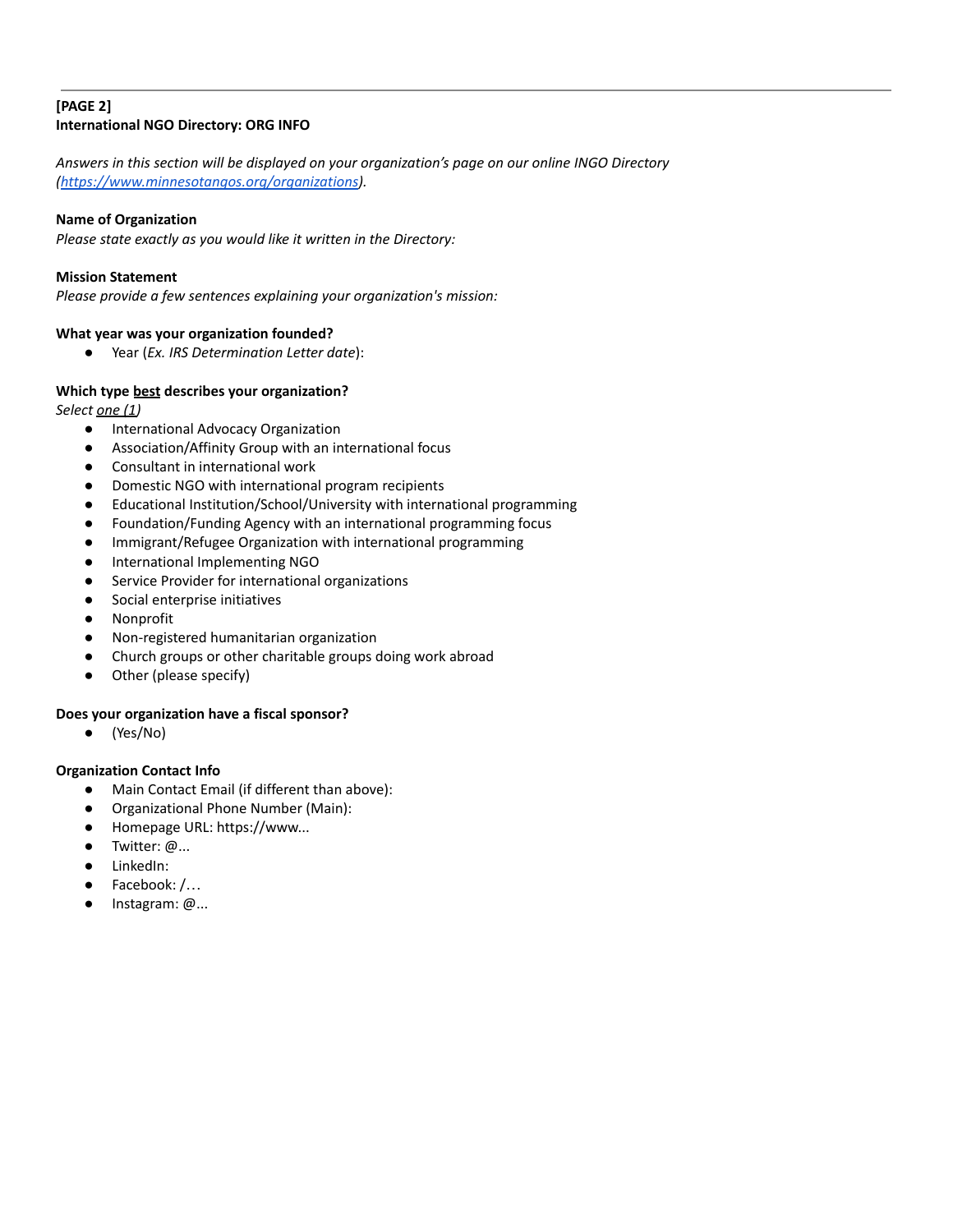**[PAGE 2]**
**International NGO Directory: ORG INFO**

*Answers in this section will be displayed on your organization's page on our online INGO Directory ([https://www.minnesotangos.org/organizations](https://www.minnesotangos.org/organizations)).*

**Name of Organization**
*Please state exactly as you would like it written in the Directory:*

**Mission Statement**
*Please provide a few sentences explaining your organization's mission:*

**What year was your organization founded?**

- Year (*Ex. IRS Determination Letter date*):

**Which type best describes your organization?**
*Select one (1)*

- International Advocacy Organization
- Association/Affinity Group with an international focus
- Consultant in international work
- Domestic NGO with international program recipients
- Educational Institution/School/University with international programming
- Foundation/Funding Agency with an international programming focus
- Immigrant/Refugee Organization with international programming
- International Implementing NGO
- Service Provider for international organizations
- Social enterprise initiatives
- Nonprofit
- Non-registered humanitarian organization
- Church groups or other charitable groups doing work abroad
- Other (please specify)

**Does your organization have a fiscal sponsor?**

- (Yes/No)

**Organization Contact Info**

- Main Contact Email (if different than above):
- Organizational Phone Number (Main):
- Homepage URL: https://www...
- Twitter: @...
- LinkedIn:
- Facebook: /…
- Instagram: @...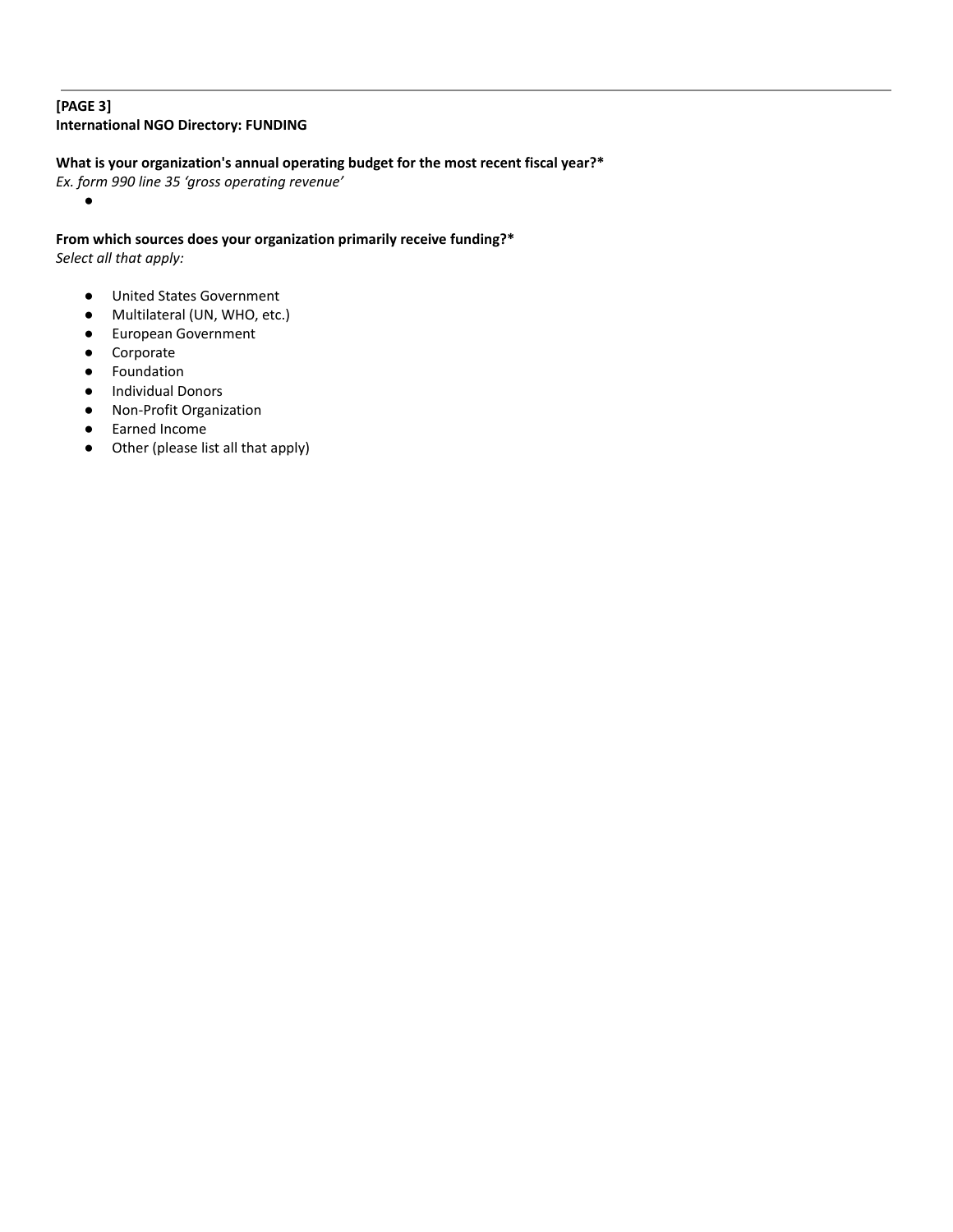**[PAGE 3]**
**International NGO Directory: FUNDING**

**What is your organization's annual operating budget for the most recent fiscal year?***
*Ex. form 990 line 35 'gross operating revenue'*

- 

**From which sources does your organization primarily receive funding?***
*Select all that apply:*

- United States Government
- Multilateral (UN, WHO, etc.)
- European Government
- Corporate
- Foundation
- Individual Donors
- Non-Profit Organization
- Earned Income
- Other (please list all that apply)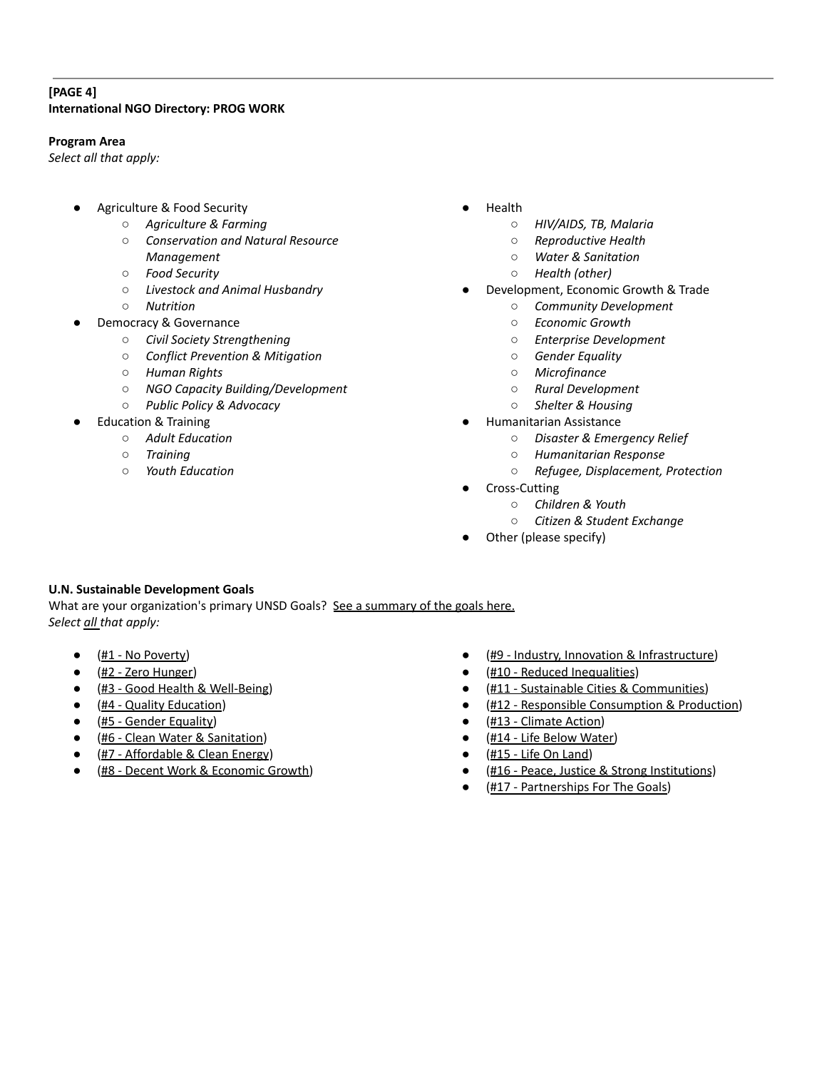**[PAGE 4]**
**International NGO Directory: PROG WORK**

**Program Area**
*Select all that apply:*

- Agriculture & Food Security
    - *Agriculture & Farming*
    - *Conservation and Natural Resource Management*
    - *Food Security*
    - *Livestock and Animal Husbandry*
    - *Nutrition*
- Democracy & Governance
    - *Civil Society Strengthening*
    - *Conflict Prevention & Mitigation*
    - *Human Rights*
    - *NGO Capacity Building/Development*
    - *Public Policy & Advocacy*
- Education & Training
    - *Adult Education*
    - *Training*
    - *Youth Education*
- Health
    - *HIV/AIDS, TB, Malaria*
    - *Reproductive Health*
    - *Water & Sanitation*
    - *Health (other)*
- Development, Economic Growth & Trade
    - *Community Development*
    - *Economic Growth*
    - *Enterprise Development*
    - *Gender Equality*
    - *Microfinance*
    - *Rural Development*
    - *Shelter & Housing*
- Humanitarian Assistance
    - *Disaster & Emergency Relief*
    - *Humanitarian Response*
    - *Refugee, Displacement, Protection*
- Cross-Cutting
    - *Children & Youth*
    - *Citizen & Student Exchange*
- Other (please specify)

**U.N. Sustainable Development Goals**
What are your organization's primary UNSD Goals? See a summary of the goals here.
*Select all that apply:*

- (#1 - No Poverty)
- (#2 - Zero Hunger)
- (#3 - Good Health & Well-Being)
- (#4 - Quality Education)
- (#5 - Gender Equality)
- (#6 - Clean Water & Sanitation)
- (#7 - Affordable & Clean Energy)
- (#8 - Decent Work & Economic Growth)
- (#9 - Industry, Innovation & Infrastructure)
- (#10 - Reduced Inequalities)
- (#11 - Sustainable Cities & Communities)
- (#12 - Responsible Consumption & Production)
- (#13 - Climate Action)
- (#14 - Life Below Water)
- (#15 - Life On Land)
- (#16 - Peace, Justice & Strong Institutions)
- (#17 - Partnerships For The Goals)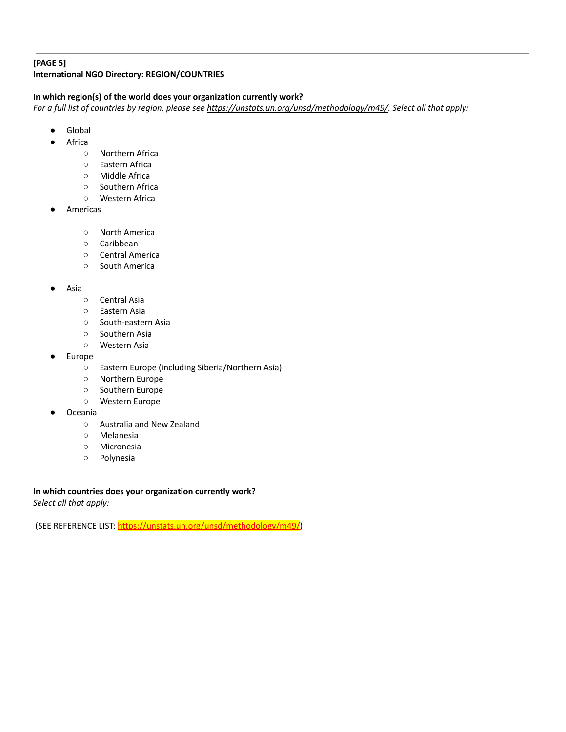---

**[PAGE 5]**
**International NGO Directory: REGION/COUNTRIES**

**In which region(s) of the world does your organization currently work?**
*For a full list of countries by region, please see https://unstats.un.org/unsd/methodology/m49/. Select all that apply:*

- Global
- Africa
  - Northern Africa
  - Eastern Africa
  - Middle Africa
  - Southern Africa
  - Western Africa
- Americas
  - North America
  - Caribbean
  - Central America
  - South America
- Asia
  - Central Asia
  - Eastern Asia
  - South-eastern Asia
  - Southern Asia
  - Western Asia
- Europe
  - Eastern Europe (including Siberia/Northern Asia)
  - Northern Europe
  - Southern Europe
  - Western Europe
- Oceania
  - Australia and New Zealand
  - Melanesia
  - Micronesia
  - Polynesia

**In which countries does your organization currently work?**
*Select all that apply:*

(SEE REFERENCE LIST: https://unstats.un.org/unsd/methodology/m49/)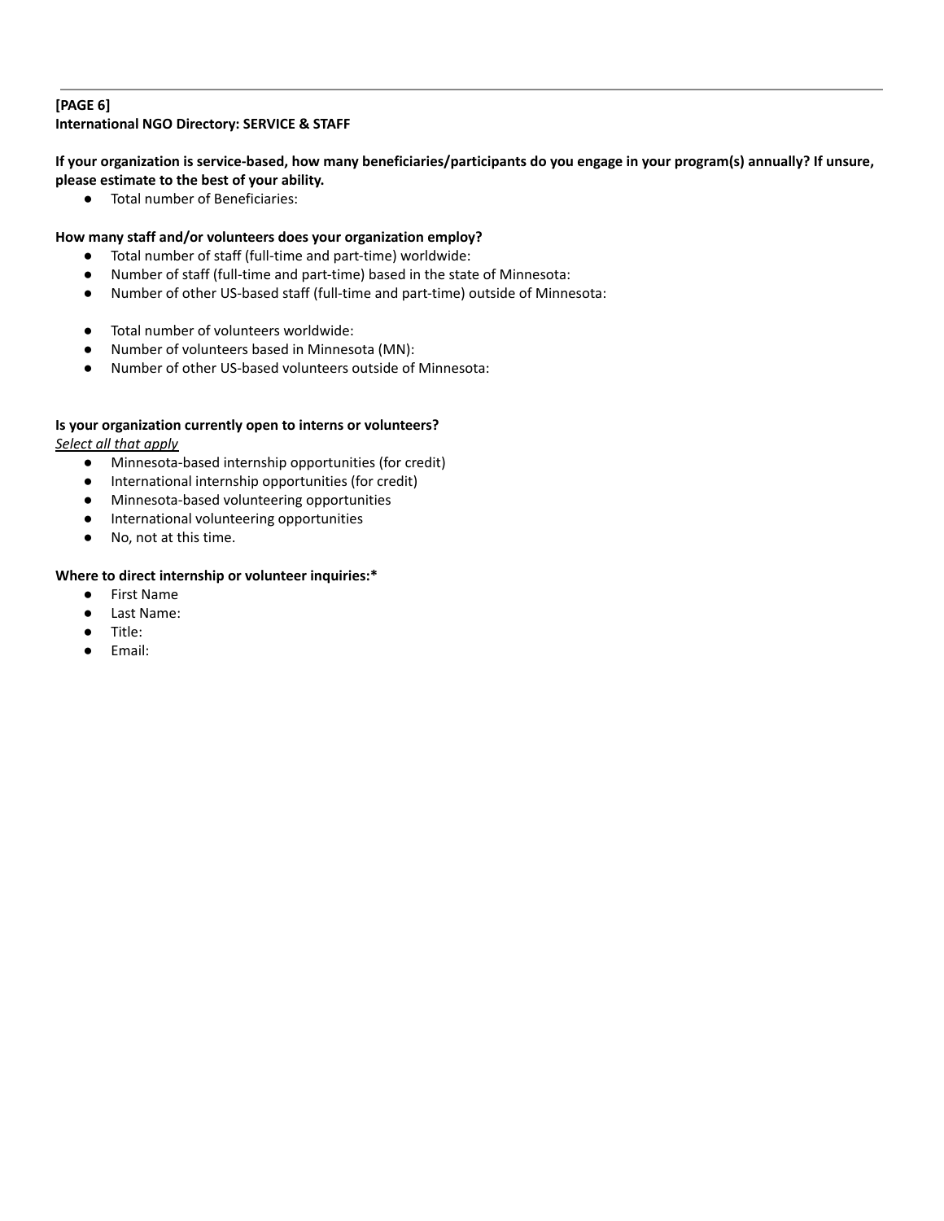**[PAGE 6]**
**International NGO Directory: SERVICE & STAFF**

**If your organization is service-based, how many beneficiaries/participants do you engage in your program(s) annually? If unsure, please estimate to the best of your ability.**

- Total number of Beneficiaries:

**How many staff and/or volunteers does your organization employ?**

- Total number of staff (full-time and part-time) worldwide:
- Number of staff (full-time and part-time) based in the state of Minnesota:
- Number of other US-based staff (full-time and part-time) outside of Minnesota:

- Total number of volunteers worldwide:
- Number of volunteers based in Minnesota (MN):
- Number of other US-based volunteers outside of Minnesota:

**Is your organization currently open to interns or volunteers?**
*Select all that apply*

- Minnesota-based internship opportunities (for credit)
- International internship opportunities (for credit)
- Minnesota-based volunteering opportunities
- International volunteering opportunities
- No, not at this time.

**Where to direct internship or volunteer inquiries:***

- First Name
- Last Name:
- Title:
- Email: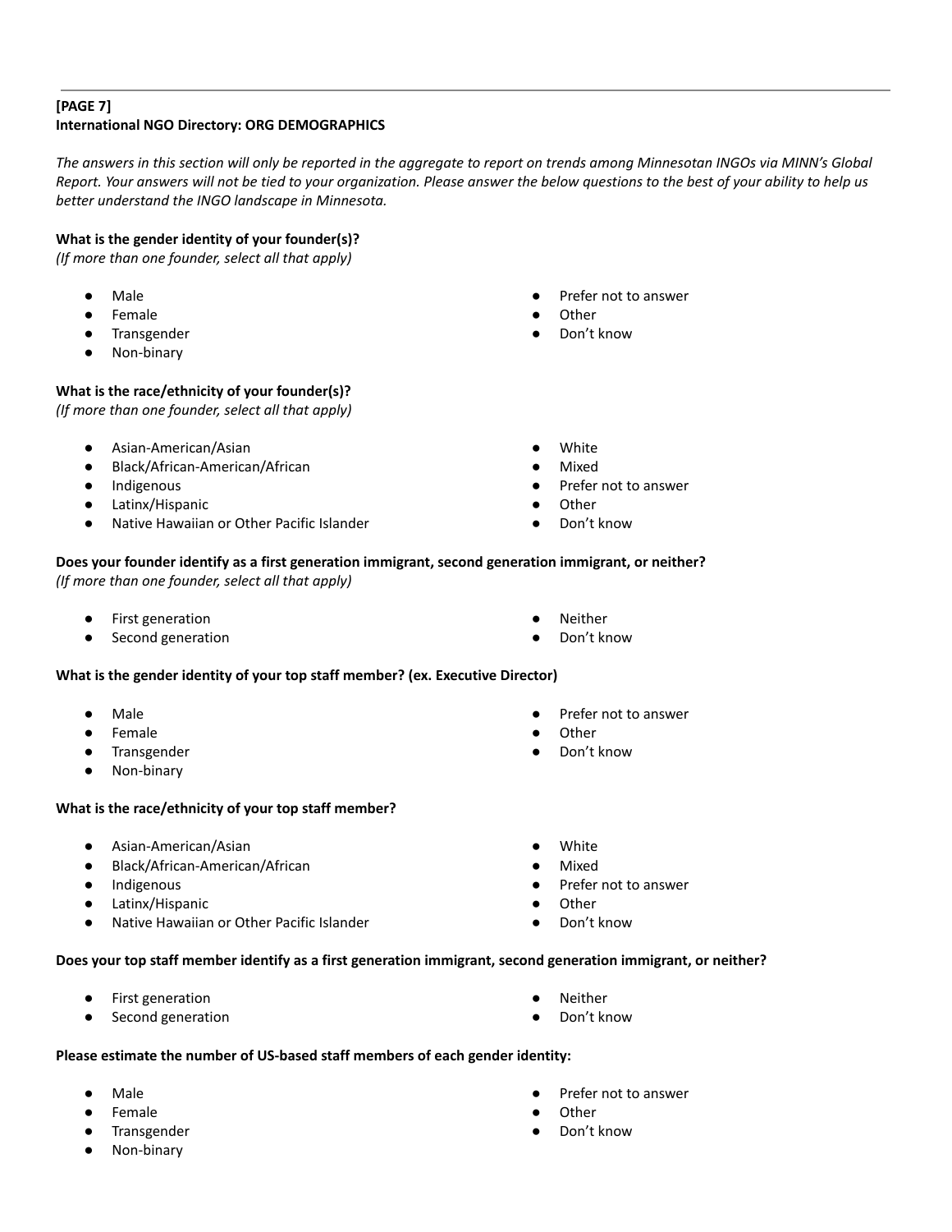**[PAGE 7]**
**International NGO Directory: ORG DEMOGRAPHICS**

*The answers in this section will only be reported in the aggregate to report on trends among Minnesotan INGOs via MINN's Global Report. Your answers will not be tied to your organization. Please answer the below questions to the best of your ability to help us better understand the INGO landscape in Minnesota.*

**What is the gender identity of your founder(s)?**
*(If more than one founder, select all that apply)*

- Male
- Female
- Transgender
- Non-binary
- Prefer not to answer
- Other
- Don't know

**What is the race/ethnicity of your founder(s)?**
*(If more than one founder, select all that apply)*

- Asian-American/Asian
- Black/African-American/African
- Indigenous
- Latinx/Hispanic
- Native Hawaiian or Other Pacific Islander
- White
- Mixed
- Prefer not to answer
- Other
- Don't know

**Does your founder identify as a first generation immigrant, second generation immigrant, or neither?**
*(If more than one founder, select all that apply)*

- First generation
- Second generation
- Neither
- Don't know

**What is the gender identity of your top staff member? (ex. Executive Director)**

- Male
- Female
- Transgender
- Non-binary
- Prefer not to answer
- Other
- Don't know

**What is the race/ethnicity of your top staff member?**

- Asian-American/Asian
- Black/African-American/African
- Indigenous
- Latinx/Hispanic
- Native Hawaiian or Other Pacific Islander
- White
- Mixed
- Prefer not to answer
- Other
- Don't know

**Does your top staff member identify as a first generation immigrant, second generation immigrant, or neither?**

- First generation
- Second generation
- Neither
- Don't know

**Please estimate the number of US-based staff members of each gender identity:**

- Male
- Female
- Transgender
- Non-binary
- Prefer not to answer
- Other
- Don't know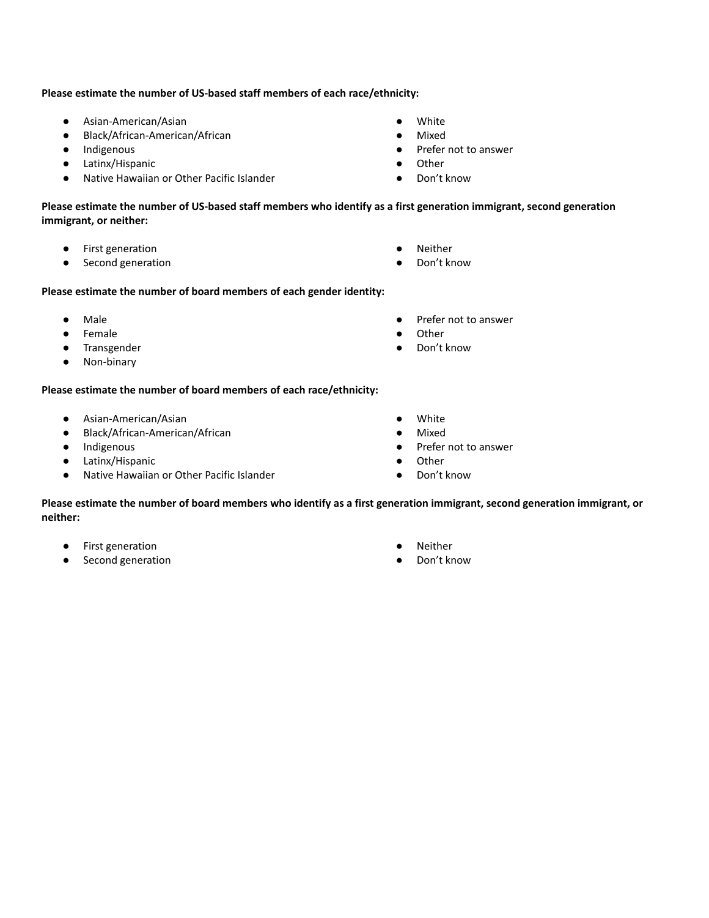**Please estimate the number of US-based staff members of each race/ethnicity:**

- Asian-American/Asian
- Black/African-American/African
- Indigenous
- Latinx/Hispanic
- Native Hawaiian or Other Pacific Islander
- White
- Mixed
- Prefer not to answer
- Other
- Don't know

**Please estimate the number of US-based staff members who identify as a first generation immigrant, second generation immigrant, or neither:**

- First generation
- Second generation
- Neither
- Don't know

**Please estimate the number of board members of each gender identity:**

- Male
- Female
- Transgender
- Non-binary
- Prefer not to answer
- Other
- Don't know

**Please estimate the number of board members of each race/ethnicity:**

- Asian-American/Asian
- Black/African-American/African
- Indigenous
- Latinx/Hispanic
- Native Hawaiian or Other Pacific Islander
- White
- Mixed
- Prefer not to answer
- Other
- Don't know

**Please estimate the number of board members who identify as a first generation immigrant, second generation immigrant, or neither:**

- First generation
- Second generation
- Neither
- Don't know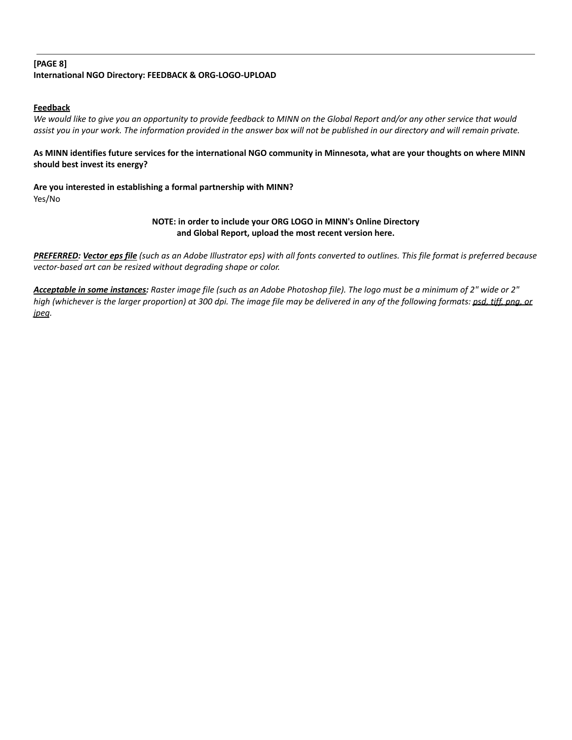**[PAGE 8]**
**International NGO Directory: FEEDBACK & ORG-LOGO-UPLOAD**

**Feedback**

*We would like to give you an opportunity to provide feedback to MINN on the Global Report and/or any other service that would assist you in your work. The information provided in the answer box will not be published in our directory and will remain private.*

**As MINN identifies future services for the international NGO community in Minnesota, what are your thoughts on where MINN should best invest its energy?**

**Are you interested in establishing a formal partnership with MINN?**
Yes/No

**NOTE: in order to include your ORG LOGO in MINN's Online Directory and Global Report, upload the most recent version here.**

***PREFERRED: Vector eps file*** *(such as an Adobe Illustrator eps) with all fonts converted to outlines. This file format is preferred because vector-based art can be resized without degrading shape or color.*

***Acceptable in some instances:*** *Raster image file (such as an Adobe Photoshop file). The logo must be a minimum of 2" wide or 2" high (whichever is the larger proportion) at 300 dpi. The image file may be delivered in any of the following formats: psd, tiff, png, or jpeg.*